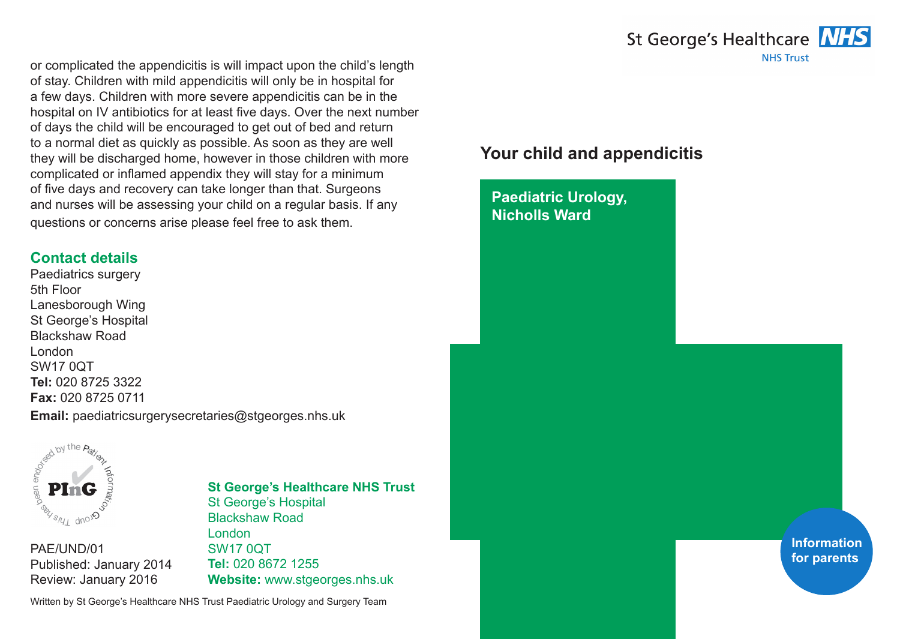or complicated the appendicitis is will impact upon the child's length of stay. Children with mild appendicitis will only be in hospital for a few days. Children with more severe appendicitis can be in the hospital on IV antibiotics for at least five days. Over the next number of days the child will be encouraged to get out of bed and return to a normal diet as quickly as possible. As soon as they are well they will be discharged home, however in those children with more complicated or inflamed appendix they will stay for a minimum of five days and recovery can take longer than that. Surgeons and nurses will be assessing your child on a regular basis. If any questions or concerns arise please feel free to ask them.

## Contact details

Paediatrics surgery
5th Floor
Lanesborough Wing
St George's Hospital
Blackshaw Road
London
SW17 0QT
**Tel:** 020 8725 3322
**Fax:** 020 8725 0711
**Email:** paediatricsurgerysecretaries@stgeorges.nhs.uk

This has been endorsed by the Patient Information Group
PInG

PAE/UND/01
Published: January 2014
Review: January 2016

**St George's Healthcare NHS Trust**
St George's Hospital
Blackshaw Road
London
SW17 0QT
**Tel:** 020 8672 1255
**Website:** www.stgeorges.nhs.uk

Written by St George's Healthcare NHS Trust Paediatric Urology and Surgery Team

St George's Healthcare NHS
NHS Trust

# Your child and appendicitis

**Paediatric Urology, Nicholls Ward**

**Information for parents**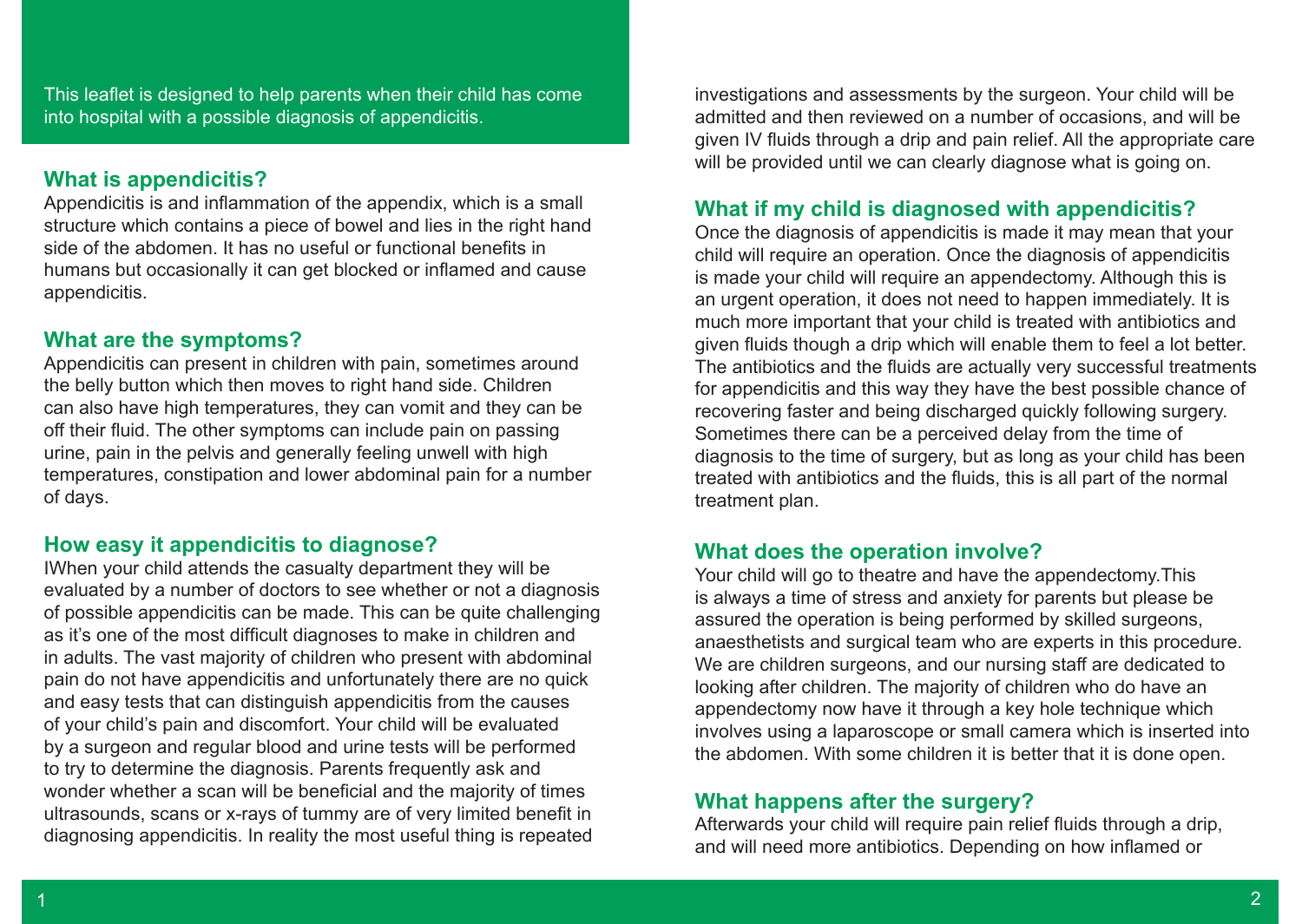This leaflet is designed to help parents when their child has come into hospital with a possible diagnosis of appendicitis.

## What is appendicitis?

Appendicitis is and inflammation of the appendix, which is a small structure which contains a piece of bowel and lies in the right hand side of the abdomen. It has no useful or functional benefits in humans but occasionally it can get blocked or inflamed and cause appendicitis.

## What are the symptoms?

Appendicitis can present in children with pain, sometimes around the belly button which then moves to right hand side. Children can also have high temperatures, they can vomit and they can be off their fluid. The other symptoms can include pain on passing urine, pain in the pelvis and generally feeling unwell with high temperatures, constipation and lower abdominal pain for a number of days.

## How easy it appendicitis to diagnose?

IWhen your child attends the casualty department they will be evaluated by a number of doctors to see whether or not a diagnosis of possible appendicitis can be made. This can be quite challenging as it's one of the most difficult diagnoses to make in children and in adults. The vast majority of children who present with abdominal pain do not have appendicitis and unfortunately there are no quick and easy tests that can distinguish appendicitis from the causes of your child's pain and discomfort. Your child will be evaluated by a surgeon and regular blood and urine tests will be performed to try to determine the diagnosis. Parents frequently ask and wonder whether a scan will be beneficial and the majority of times ultrasounds, scans or x-rays of tummy are of very limited benefit in diagnosing appendicitis. In reality the most useful thing is repeated investigations and assessments by the surgeon. Your child will be admitted and then reviewed on a number of occasions, and will be given IV fluids through a drip and pain relief. All the appropriate care will be provided until we can clearly diagnose what is going on.

## What if my child is diagnosed with appendicitis?

Once the diagnosis of appendicitis is made it may mean that your child will require an operation. Once the diagnosis of appendicitis is made your child will require an appendectomy. Although this is an urgent operation, it does not need to happen immediately. It is much more important that your child is treated with antibiotics and given fluids though a drip which will enable them to feel a lot better. The antibiotics and the fluids are actually very successful treatments for appendicitis and this way they have the best possible chance of recovering faster and being discharged quickly following surgery. Sometimes there can be a perceived delay from the time of diagnosis to the time of surgery, but as long as your child has been treated with antibiotics and the fluids, this is all part of the normal treatment plan.

## What does the operation involve?

Your child will go to theatre and have the appendectomy.This is always a time of stress and anxiety for parents but please be assured the operation is being performed by skilled surgeons, anaesthetists and surgical team who are experts in this procedure. We are children surgeons, and our nursing staff are dedicated to looking after children. The majority of children who do have an appendectomy now have it through a key hole technique which involves using a laparoscope or small camera which is inserted into the abdomen. With some children it is better that it is done open.

## What happens after the surgery?

Afterwards your child will require pain relief fluids through a drip, and will need more antibiotics. Depending on how inflamed or